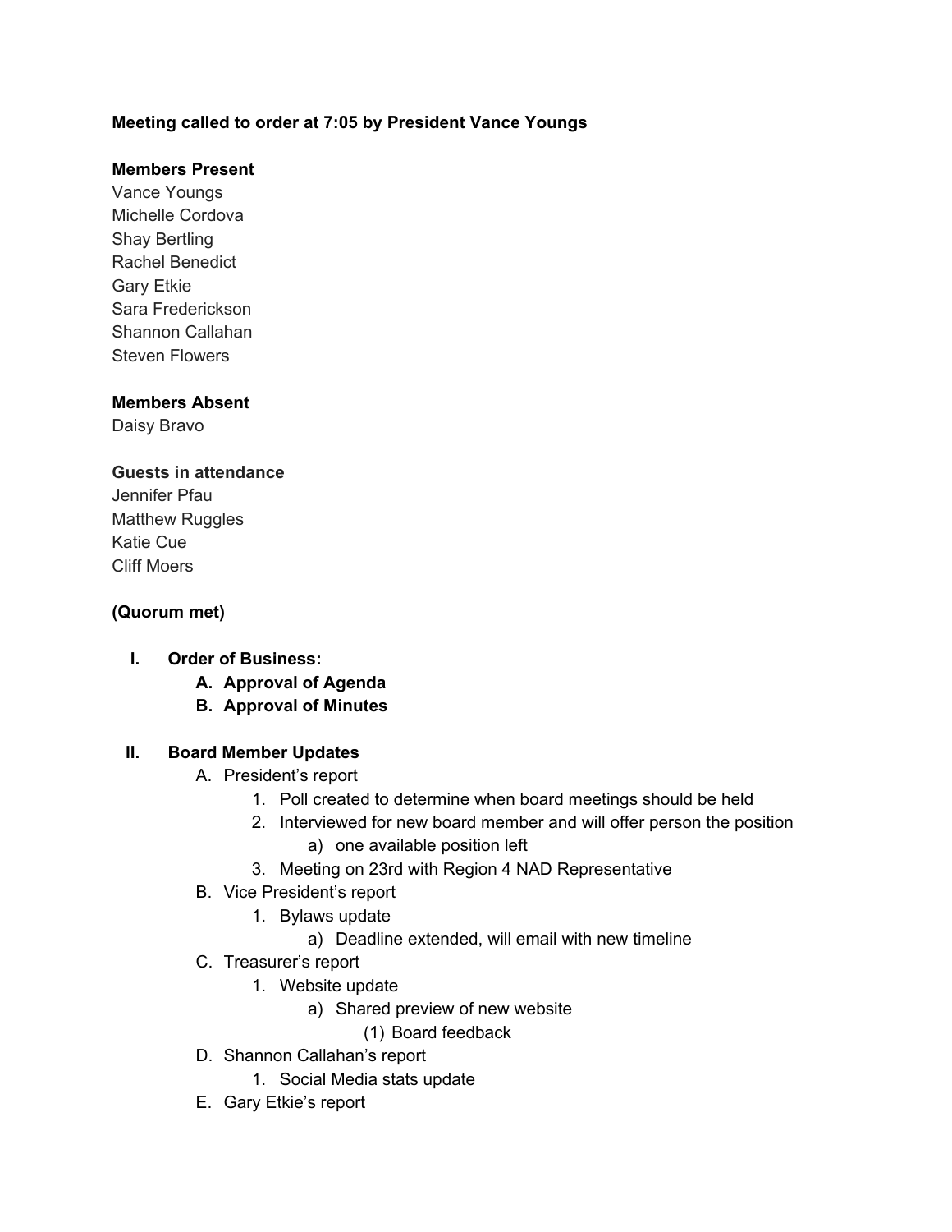**Meeting called to order at 7:05 by President Vance Youngs**

**Members Present**

Vance Youngs
Michelle Cordova
Shay Bertling
Rachel Benedict
Gary Etkie
Sara Frederickson
Shannon Callahan
Steven Flowers

**Members Absent**

Daisy Bravo

**Guests in attendance**

Jennifer Pfau
Matthew Ruggles
Katie Cue
Cliff Moers

**(Quorum met)**

I. **Order of Business:**
   A. **Approval of Agenda**
   B. **Approval of Minutes**

II. **Board Member Updates**
   A. President's report
      1. Poll created to determine when board meetings should be held
      2. Interviewed for new board member and will offer person the position
         a) one available position left
      3. Meeting on 23rd with Region 4 NAD Representative
   B. Vice President's report
      1. Bylaws update
         a) Deadline extended, will email with new timeline
   C. Treasurer's report
      1. Website update
         a) Shared preview of new website
            (1) Board feedback
   D. Shannon Callahan's report
      1. Social Media stats update
   E. Gary Etkie's report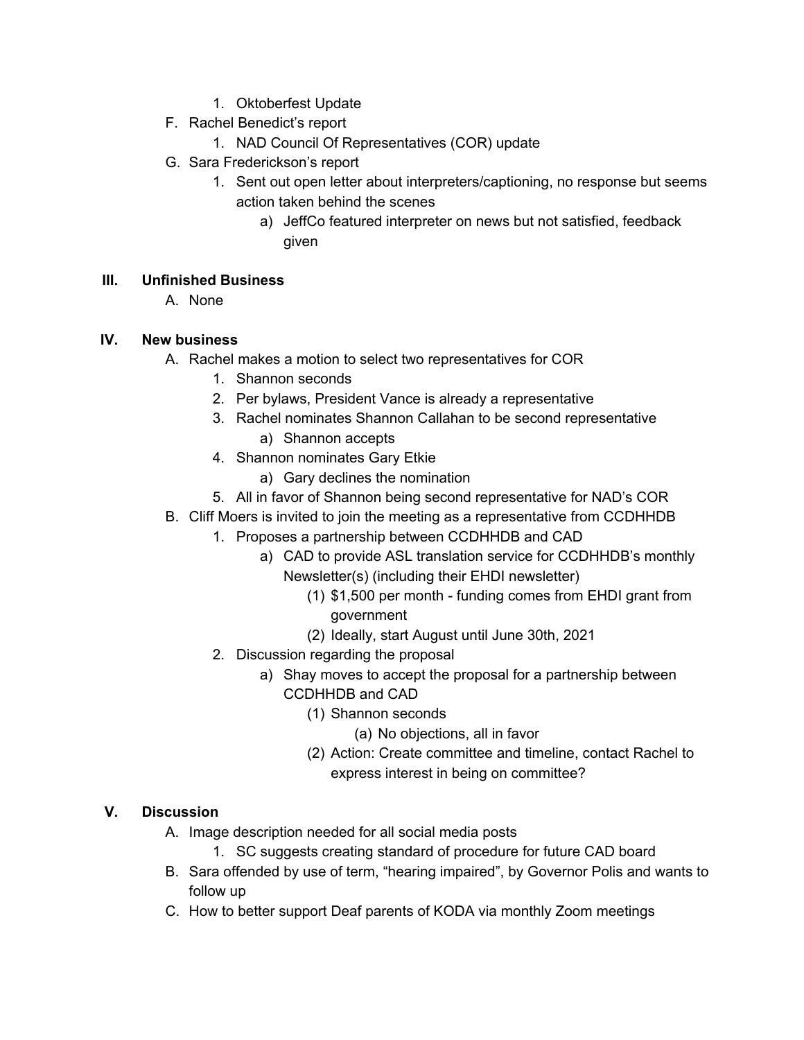1. Oktoberfest Update

F. Rachel Benedict's report
   1. NAD Council Of Representatives (COR) update

G. Sara Frederickson's report
   1. Sent out open letter about interpreters/captioning, no response but seems action taken behind the scenes
      a) JeffCo featured interpreter on news but not satisfied, feedback given

## III. Unfinished Business

A. None

## IV. New business

A. Rachel makes a motion to select two representatives for COR
   1. Shannon seconds
   2. Per bylaws, President Vance is already a representative
   3. Rachel nominates Shannon Callahan to be second representative
      a) Shannon accepts
   4. Shannon nominates Gary Etkie
      a) Gary declines the nomination
   5. All in favor of Shannon being second representative for NAD's COR

B. Cliff Moers is invited to join the meeting as a representative from CCDHHDB
   1. Proposes a partnership between CCDHHDB and CAD
      a) CAD to provide ASL translation service for CCDHHDB's monthly Newsletter(s) (including their EHDI newsletter)
         (1) $1,500 per month - funding comes from EHDI grant from government
         (2) Ideally, start August until June 30th, 2021
   2. Discussion regarding the proposal
      a) Shay moves to accept the proposal for a partnership between CCDHHDB and CAD
         (1) Shannon seconds
            (a) No objections, all in favor
         (2) Action: Create committee and timeline, contact Rachel to express interest in being on committee?

## V. Discussion

A. Image description needed for all social media posts
   1. SC suggests creating standard of procedure for future CAD board

B. Sara offended by use of term, "hearing impaired", by Governor Polis and wants to follow up

C. How to better support Deaf parents of KODA via monthly Zoom meetings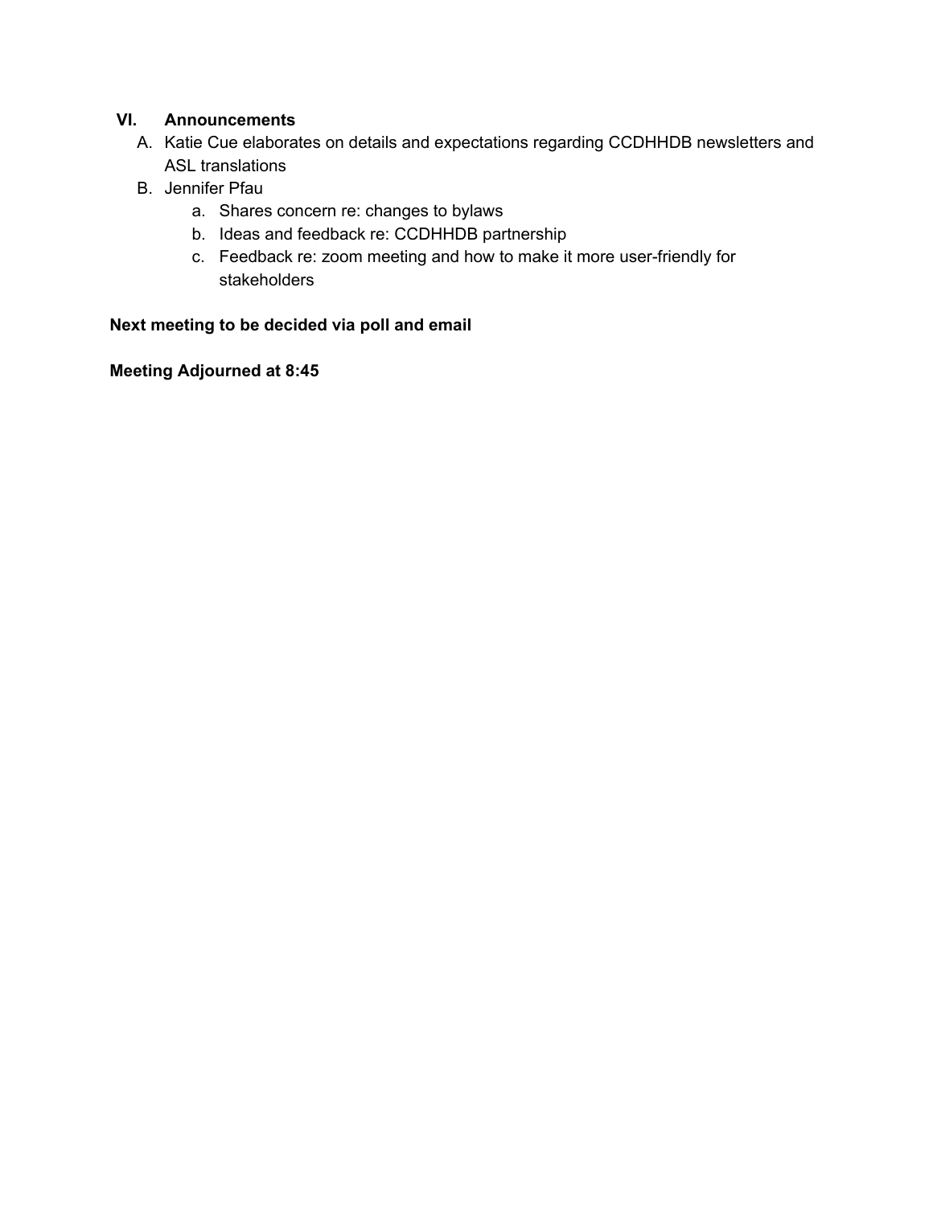## VI. Announcements

A. Katie Cue elaborates on details and expectations regarding CCDHHDB newsletters and ASL translations

B. Jennifer Pfau

   a. Shares concern re: changes to bylaws

   b. Ideas and feedback re: CCDHHDB partnership

   c. Feedback re: zoom meeting and how to make it more user-friendly for stakeholders

**Next meeting to be decided via poll and email**

**Meeting Adjourned at 8:45**